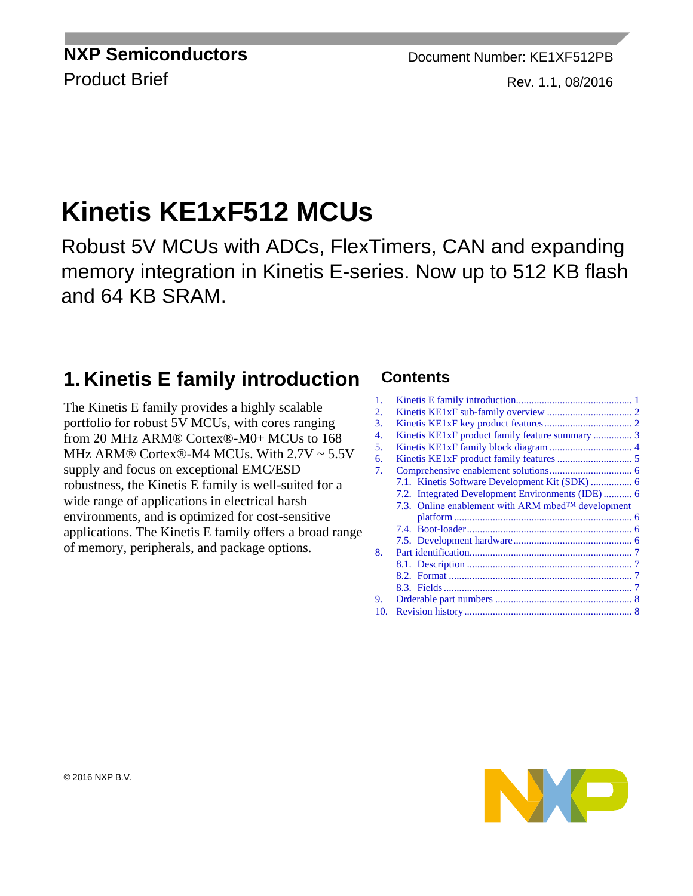**NXP Semiconductors**
Product Brief

Document Number: KE1XF512PB
Rev. 1.1, 08/2016

# Kinetis KE1xF512 MCUs

Robust 5V MCUs with ADCs, FlexTimers, CAN and expanding memory integration in Kinetis E-series. Now up to 512 KB flash and 64 KB SRAM.

## 1. Kinetis E family introduction

The Kinetis E family provides a highly scalable portfolio for robust 5V MCUs, with cores ranging from 20 MHz ARM® Cortex®-M0+ MCUs to 168 MHz ARM® Cortex®-M4 MCUs. With 2.7V ~ 5.5V supply and focus on exceptional EMC/ESD robustness, the Kinetis E family is well-suited for a wide range of applications in electrical harsh environments, and is optimized for cost-sensitive applications. The Kinetis E family offers a broad range of memory, peripherals, and package options.

### Contents

1. Kinetis E family introduction ........ 1
2. Kinetis KE1xF sub-family overview ........ 2
3. Kinetis KE1xF key product features ........ 2
4. Kinetis KE1xF product family feature summary ........ 3
5. Kinetis KE1xF family block diagram ........ 4
6. Kinetis KE1xF product family features ........ 5
7. Comprehensive enablement solutions ........ 6
   - 7.1. Kinetis Software Development Kit (SDK) ........ 6
   - 7.2. Integrated Development Environments (IDE) ........ 6
   - 7.3. Online enablement with ARM mbed™ development platform ........ 6
   - 7.4. Boot-loader ........ 6
   - 7.5. Development hardware ........ 6
8. Part identification ........ 7
   - 8.1. Description ........ 7
   - 8.2. Format ........ 7
   - 8.3. Fields ........ 7
9. Orderable part numbers ........ 8
10. Revision history ........ 8

© 2016 NXP B.V.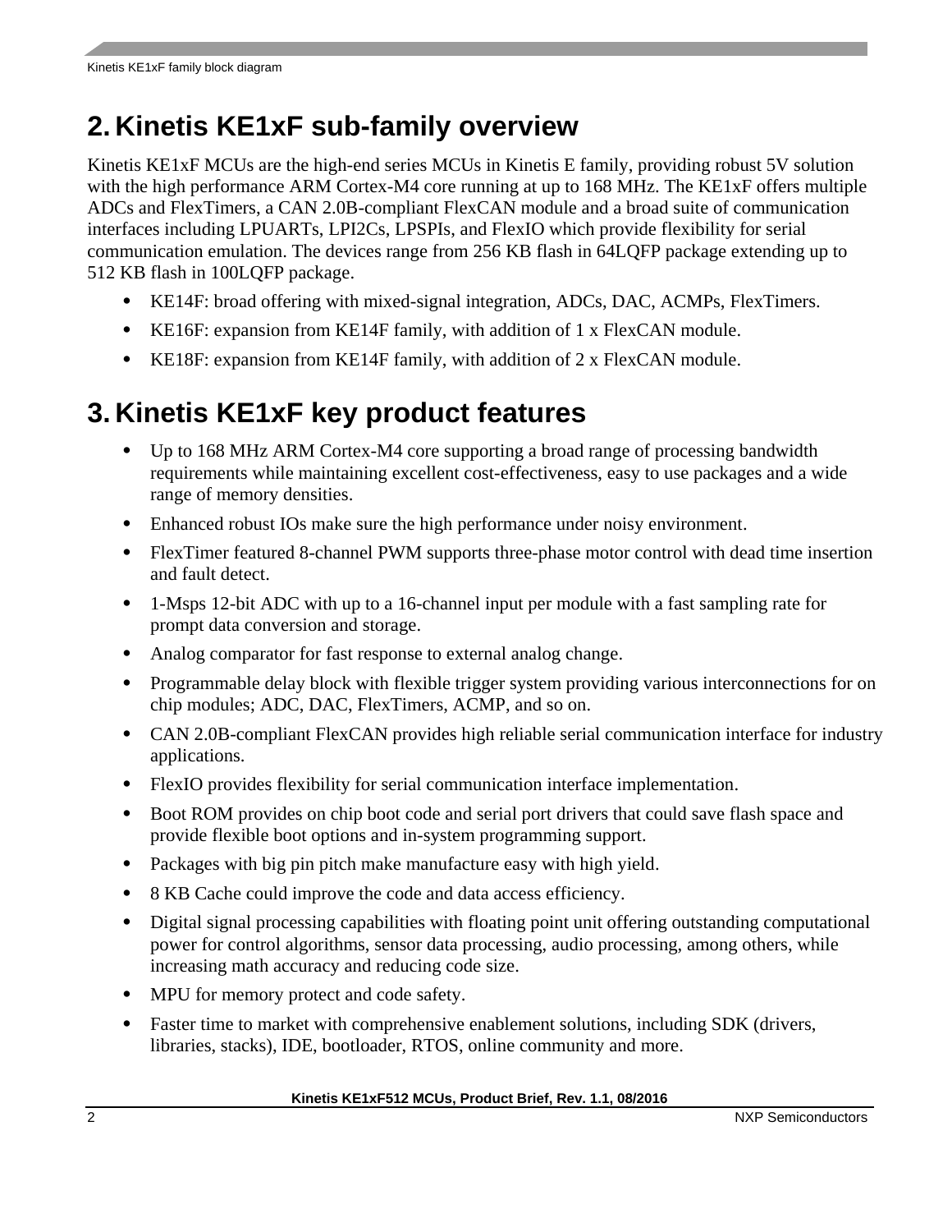## 2. Kinetis KE1xF sub-family overview

Kinetis KE1xF MCUs are the high-end series MCUs in Kinetis E family, providing robust 5V solution with the high performance ARM Cortex-M4 core running at up to 168 MHz. The KE1xF offers multiple ADCs and FlexTimers, a CAN 2.0B-compliant FlexCAN module and a broad suite of communication interfaces including LPUARTs, LPI2Cs, LPSPIs, and FlexIO which provide flexibility for serial communication emulation. The devices range from 256 KB flash in 64LQFP package extending up to 512 KB flash in 100LQFP package.

- KE14F: broad offering with mixed-signal integration, ADCs, DAC, ACMPs, FlexTimers.
- KE16F: expansion from KE14F family, with addition of 1 x FlexCAN module.
- KE18F: expansion from KE14F family, with addition of 2 x FlexCAN module.

## 3. Kinetis KE1xF key product features

- Up to 168 MHz ARM Cortex-M4 core supporting a broad range of processing bandwidth requirements while maintaining excellent cost-effectiveness, easy to use packages and a wide range of memory densities.
- Enhanced robust IOs make sure the high performance under noisy environment.
- FlexTimer featured 8-channel PWM supports three-phase motor control with dead time insertion and fault detect.
- 1-Msps 12-bit ADC with up to a 16-channel input per module with a fast sampling rate for prompt data conversion and storage.
- Analog comparator for fast response to external analog change.
- Programmable delay block with flexible trigger system providing various interconnections for on chip modules; ADC, DAC, FlexTimers, ACMP, and so on.
- CAN 2.0B-compliant FlexCAN provides high reliable serial communication interface for industry applications.
- FlexIO provides flexibility for serial communication interface implementation.
- Boot ROM provides on chip boot code and serial port drivers that could save flash space and provide flexible boot options and in-system programming support.
- Packages with big pin pitch make manufacture easy with high yield.
- 8 KB Cache could improve the code and data access efficiency.
- Digital signal processing capabilities with floating point unit offering outstanding computational power for control algorithms, sensor data processing, audio processing, among others, while increasing math accuracy and reducing code size.
- MPU for memory protect and code safety.
- Faster time to market with comprehensive enablement solutions, including SDK (drivers, libraries, stacks), IDE, bootloader, RTOS, online community and more.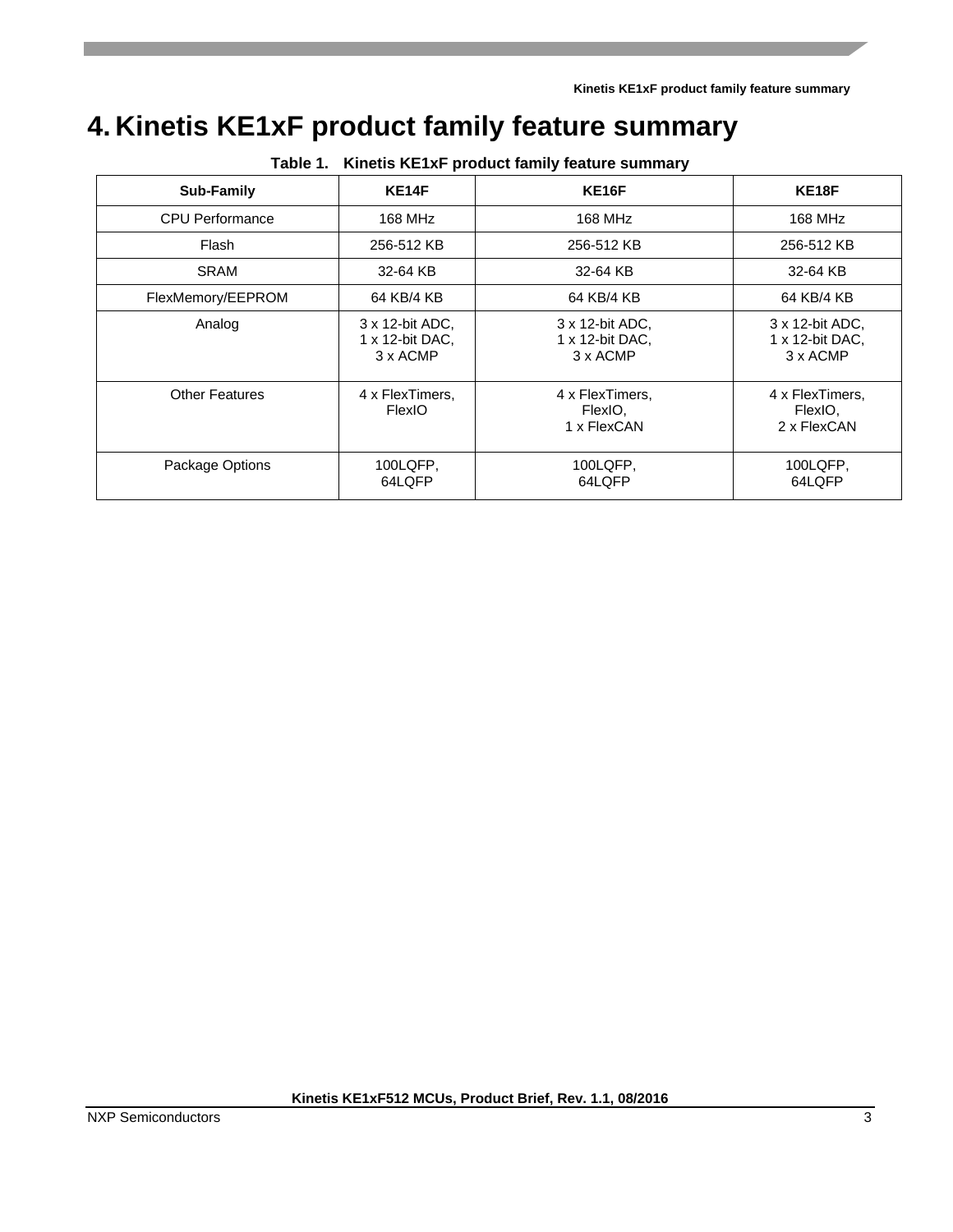# 4. Kinetis KE1xF product family feature summary

**Table 1. Kinetis KE1xF product family feature summary**

| Sub-Family | KE14F | KE16F | KE18F |
|---|---|---|---|
| CPU Performance | 168 MHz | 168 MHz | 168 MHz |
| Flash | 256-512 KB | 256-512 KB | 256-512 KB |
| SRAM | 32-64 KB | 32-64 KB | 32-64 KB |
| FlexMemory/EEPROM | 64 KB/4 KB | 64 KB/4 KB | 64 KB/4 KB |
| Analog | 3 x 12-bit ADC, 1 x 12-bit DAC, 3 x ACMP | 3 x 12-bit ADC, 1 x 12-bit DAC, 3 x ACMP | 3 x 12-bit ADC, 1 x 12-bit DAC, 3 x ACMP |
| Other Features | 4 x FlexTimers, FlexIO | 4 x FlexTimers, FlexIO, 1 x FlexCAN | 4 x FlexTimers, FlexIO, 2 x FlexCAN |
| Package Options | 100LQFP, 64LQFP | 100LQFP, 64LQFP | 100LQFP, 64LQFP |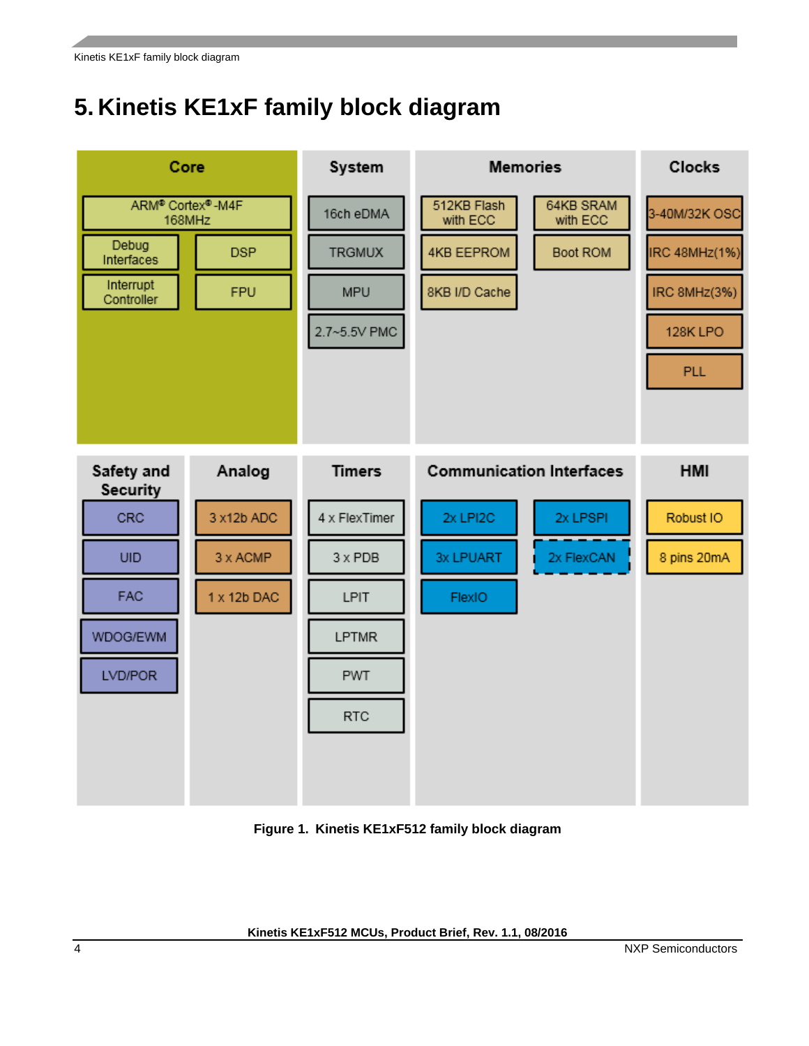# 5. Kinetis KE1xF family block diagram

**Core**
- ARM® Cortex®-M4F 168MHz
- Debug Interfaces
- DSP
- Interrupt Controller
- FPU

**System**
- 16ch eDMA
- TRGMUX
- MPU
- 2.7~5.5V PMC

**Memories**
- 512KB Flash with ECC
- 64KB SRAM with ECC
- 4KB EEPROM
- Boot ROM
- 8KB I/D Cache

**Clocks**
- 3-40M/32K OSC
- IRC 48MHz(1%)
- IRC 8MHz(3%)
- 128K LPO
- PLL

**Safety and Security**
- CRC
- UID
- FAC
- WDOG/EWM
- LVD/POR

**Analog**
- 3 x12b ADC
- 3 x ACMP
- 1 x 12b DAC

**Timers**
- 4 x FlexTimer
- 3 x PDB
- LPIT
- LPTMR
- PWT
- RTC

**Communication Interfaces**
- 2x LPI2C
- 2x LPSPI
- 3x LPUART
- 2x FlexCAN
- FlexIO

**HMI**
- Robust IO
- 8 pins 20mA

**Figure 1. Kinetis KE1xF512 family block diagram**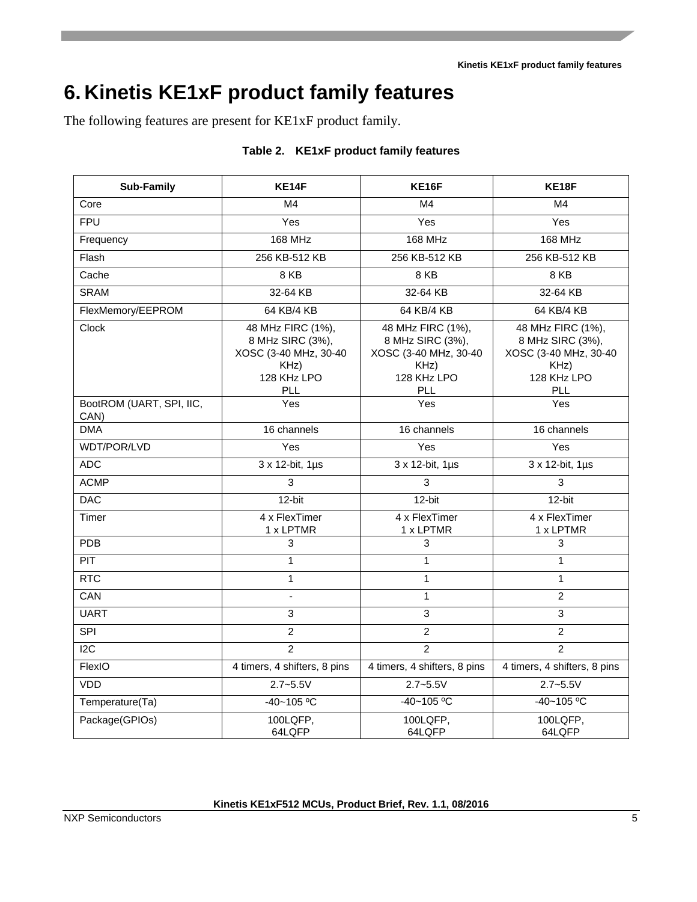# 6. Kinetis KE1xF product family features

The following features are present for KE1xF product family.

**Table 2. KE1xF product family features**

| Sub-Family | KE14F | KE16F | KE18F |
|---|---|---|---|
| Core | M4 | M4 | M4 |
| FPU | Yes | Yes | Yes |
| Frequency | 168 MHz | 168 MHz | 168 MHz |
| Flash | 256 KB-512 KB | 256 KB-512 KB | 256 KB-512 KB |
| Cache | 8 KB | 8 KB | 8 KB |
| SRAM | 32-64 KB | 32-64 KB | 32-64 KB |
| FlexMemory/EEPROM | 64 KB/4 KB | 64 KB/4 KB | 64 KB/4 KB |
| Clock | 48 MHz FIRC (1%), 8 MHz SIRC (3%), XOSC (3-40 MHz, 30-40 KHz) 128 KHz LPO PLL | 48 MHz FIRC (1%), 8 MHz SIRC (3%), XOSC (3-40 MHz, 30-40 KHz) 128 KHz LPO PLL | 48 MHz FIRC (1%), 8 MHz SIRC (3%), XOSC (3-40 MHz, 30-40 KHz) 128 KHz LPO PLL |
| BootROM (UART, SPI, IIC, CAN) | Yes | Yes | Yes |
| DMA | 16 channels | 16 channels | 16 channels |
| WDT/POR/LVD | Yes | Yes | Yes |
| ADC | 3 x 12-bit, 1µs | 3 x 12-bit, 1µs | 3 x 12-bit, 1µs |
| ACMP | 3 | 3 | 3 |
| DAC | 12-bit | 12-bit | 12-bit |
| Timer | 4 x FlexTimer 1 x LPTMR | 4 x FlexTimer 1 x LPTMR | 4 x FlexTimer 1 x LPTMR |
| PDB | 3 | 3 | 3 |
| PIT | 1 | 1 | 1 |
| RTC | 1 | 1 | 1 |
| CAN | - | 1 | 2 |
| UART | 3 | 3 | 3 |
| SPI | 2 | 2 | 2 |
| I2C | 2 | 2 | 2 |
| FlexIO | 4 timers, 4 shifters, 8 pins | 4 timers, 4 shifters, 8 pins | 4 timers, 4 shifters, 8 pins |
| VDD | 2.7~5.5V | 2.7~5.5V | 2.7~5.5V |
| Temperature(Ta) | -40~105 ºC | -40~105 ºC | -40~105 ºC |
| Package(GPIOs) | 100LQFP, 64LQFP | 100LQFP, 64LQFP | 100LQFP, 64LQFP |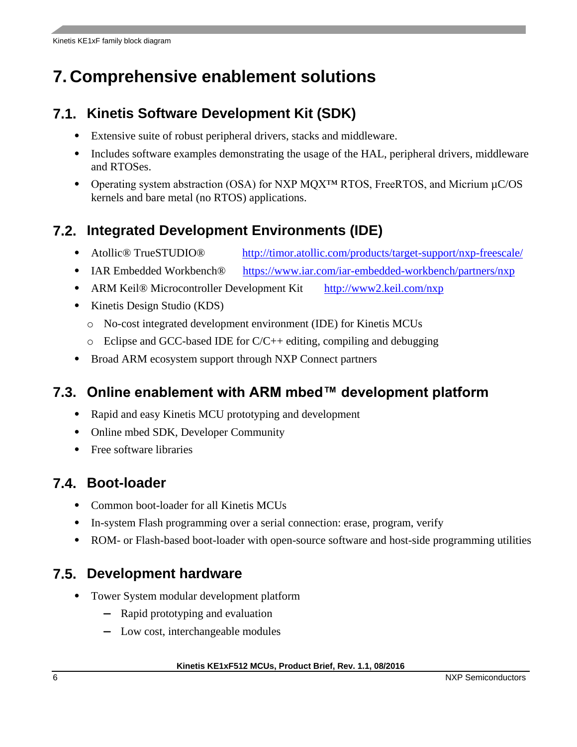# 7. Comprehensive enablement solutions

## 7.1. Kinetis Software Development Kit (SDK)

- Extensive suite of robust peripheral drivers, stacks and middleware.
- Includes software examples demonstrating the usage of the HAL, peripheral drivers, middleware and RTOSes.
- Operating system abstraction (OSA) for NXP MQX™ RTOS, FreeRTOS, and Micrium µC/OS kernels and bare metal (no RTOS) applications.

## 7.2. Integrated Development Environments (IDE)

- Atollic® TrueSTUDIO® [http://timor.atollic.com/products/target-support/nxp-freescale/](http://timor.atollic.com/products/target-support/nxp-freescale/)
- IAR Embedded Workbench® [https://www.iar.com/iar-embedded-workbench/partners/nxp](https://www.iar.com/iar-embedded-workbench/partners/nxp)
- ARM Keil® Microcontroller Development Kit [http://www2.keil.com/nxp](http://www2.keil.com/nxp)
- Kinetis Design Studio (KDS)
  - No-cost integrated development environment (IDE) for Kinetis MCUs
  - Eclipse and GCC-based IDE for C/C++ editing, compiling and debugging
- Broad ARM ecosystem support through NXP Connect partners

## 7.3. Online enablement with ARM mbed™ development platform

- Rapid and easy Kinetis MCU prototyping and development
- Online mbed SDK, Developer Community
- Free software libraries

## 7.4. Boot-loader

- Common boot-loader for all Kinetis MCUs
- In-system Flash programming over a serial connection: erase, program, verify
- ROM- or Flash-based boot-loader with open-source software and host-side programming utilities

## 7.5. Development hardware

- Tower System modular development platform
  - Rapid prototyping and evaluation
  - Low cost, interchangeable modules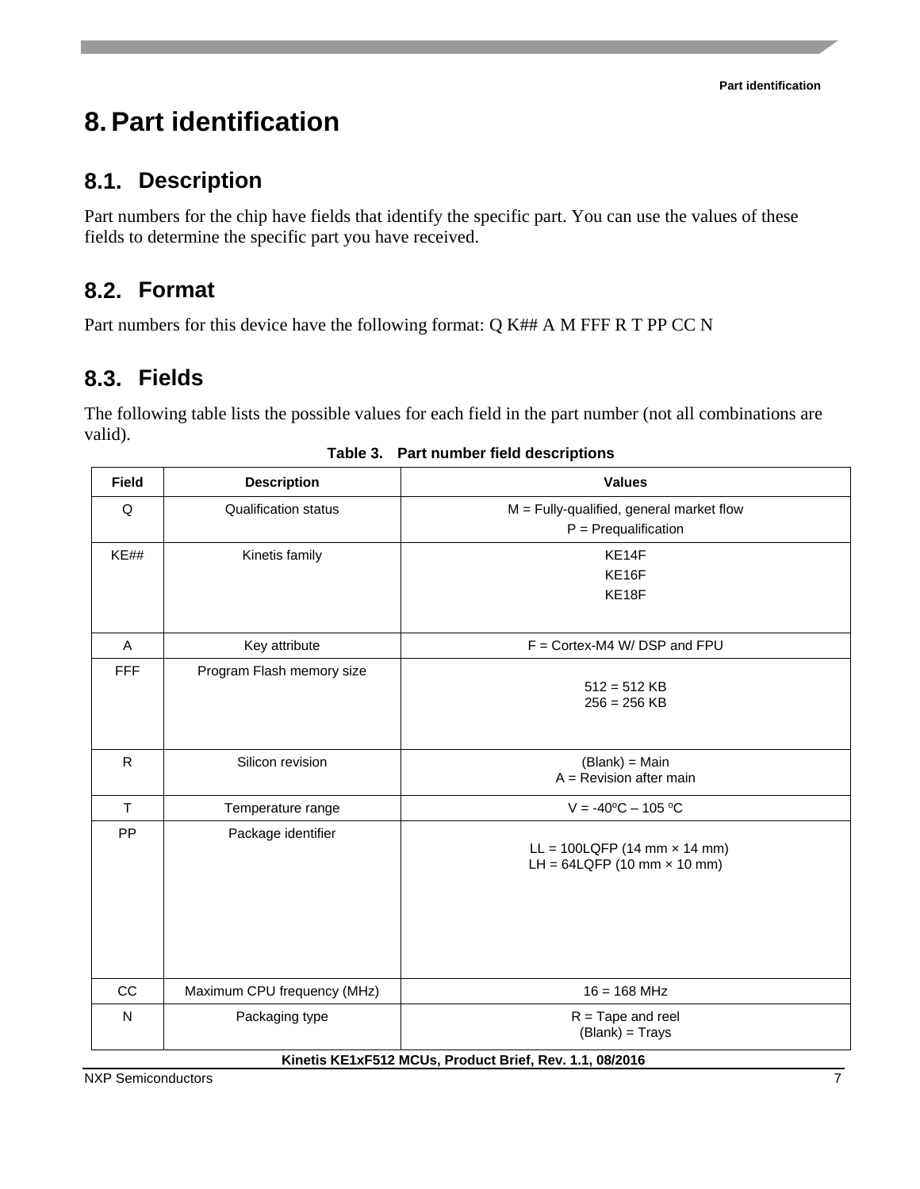# 8. Part identification

## 8.1. Description

Part numbers for the chip have fields that identify the specific part. You can use the values of these fields to determine the specific part you have received.

## 8.2. Format

Part numbers for this device have the following format: Q K## A M FFF R T PP CC N

## 8.3. Fields

The following table lists the possible values for each field in the part number (not all combinations are valid).

**Table 3. Part number field descriptions**

| Field | Description | Values |
|---|---|---|
| Q | Qualification status | M = Fully-qualified, general market flow<br>P = Prequalification |
| KE## | Kinetis family | KE14F<br>KE16F<br>KE18F |
| A | Key attribute | F = Cortex-M4 W/ DSP and FPU |
| FFF | Program Flash memory size | 512 = 512 KB<br>256 = 256 KB |
| R | Silicon revision | (Blank) = Main<br>A = Revision after main |
| T | Temperature range | V = -40ºC – 105 ºC |
| PP | Package identifier | LL = 100LQFP (14 mm × 14 mm)<br>LH = 64LQFP (10 mm × 10 mm) |
| CC | Maximum CPU frequency (MHz) | 16 = 168 MHz |
| N | Packaging type | R = Tape and reel<br>(Blank) = Trays |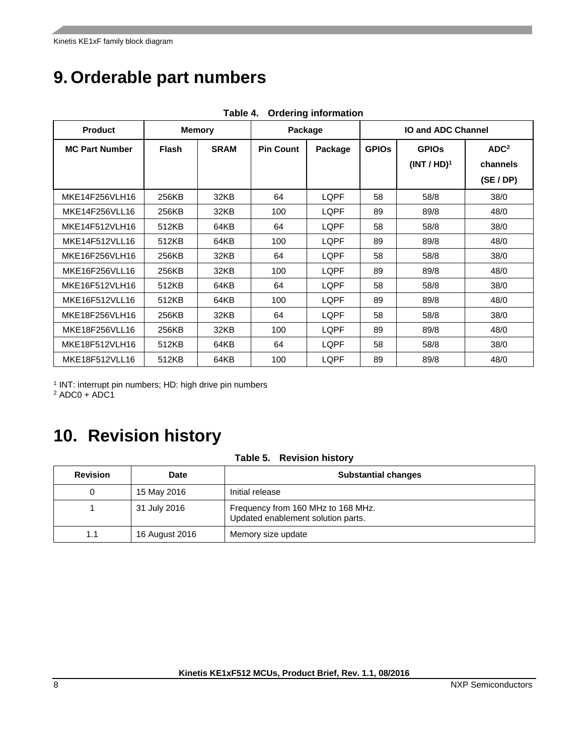# 9. Orderable part numbers

**Table 4. Ordering information**

| Product | Memory | | Package | | IO and ADC Channel | | |
|---|---|---|---|---|---|---|---|
| **MC Part Number** | **Flash** | **SRAM** | **Pin Count** | **Package** | **GPIOs** | **GPIOs (INT / HD)[1]** | **ADC[2] channels (SE / DP)** |
| MKE14F256VLH16 | 256KB | 32KB | 64 | LQPF | 58 | 58/8 | 38/0 |
| MKE14F256VLL16 | 256KB | 32KB | 100 | LQPF | 89 | 89/8 | 48/0 |
| MKE14F512VLH16 | 512KB | 64KB | 64 | LQPF | 58 | 58/8 | 38/0 |
| MKE14F512VLL16 | 512KB | 64KB | 100 | LQPF | 89 | 89/8 | 48/0 |
| MKE16F256VLH16 | 256KB | 32KB | 64 | LQPF | 58 | 58/8 | 38/0 |
| MKE16F256VLL16 | 256KB | 32KB | 100 | LQPF | 89 | 89/8 | 48/0 |
| MKE16F512VLH16 | 512KB | 64KB | 64 | LQPF | 58 | 58/8 | 38/0 |
| MKE16F512VLL16 | 512KB | 64KB | 100 | LQPF | 89 | 89/8 | 48/0 |
| MKE18F256VLH16 | 256KB | 32KB | 64 | LQPF | 58 | 58/8 | 38/0 |
| MKE18F256VLL16 | 256KB | 32KB | 100 | LQPF | 89 | 89/8 | 48/0 |
| MKE18F512VLH16 | 512KB | 64KB | 64 | LQPF | 58 | 58/8 | 38/0 |
| MKE18F512VLL16 | 512KB | 64KB | 100 | LQPF | 89 | 89/8 | 48/0 |

[1] INT: interrupt pin numbers; HD: high drive pin numbers
[2] ADC0 + ADC1

# 10. Revision history

**Table 5. Revision history**

| Revision | Date | Substantial changes |
|---|---|---|
| 0 | 15 May 2016 | Initial release |
| 1 | 31 July 2016 | Frequency from 160 MHz to 168 MHz. Updated enablement solution parts. |
| 1.1 | 16 August 2016 | Memory size update |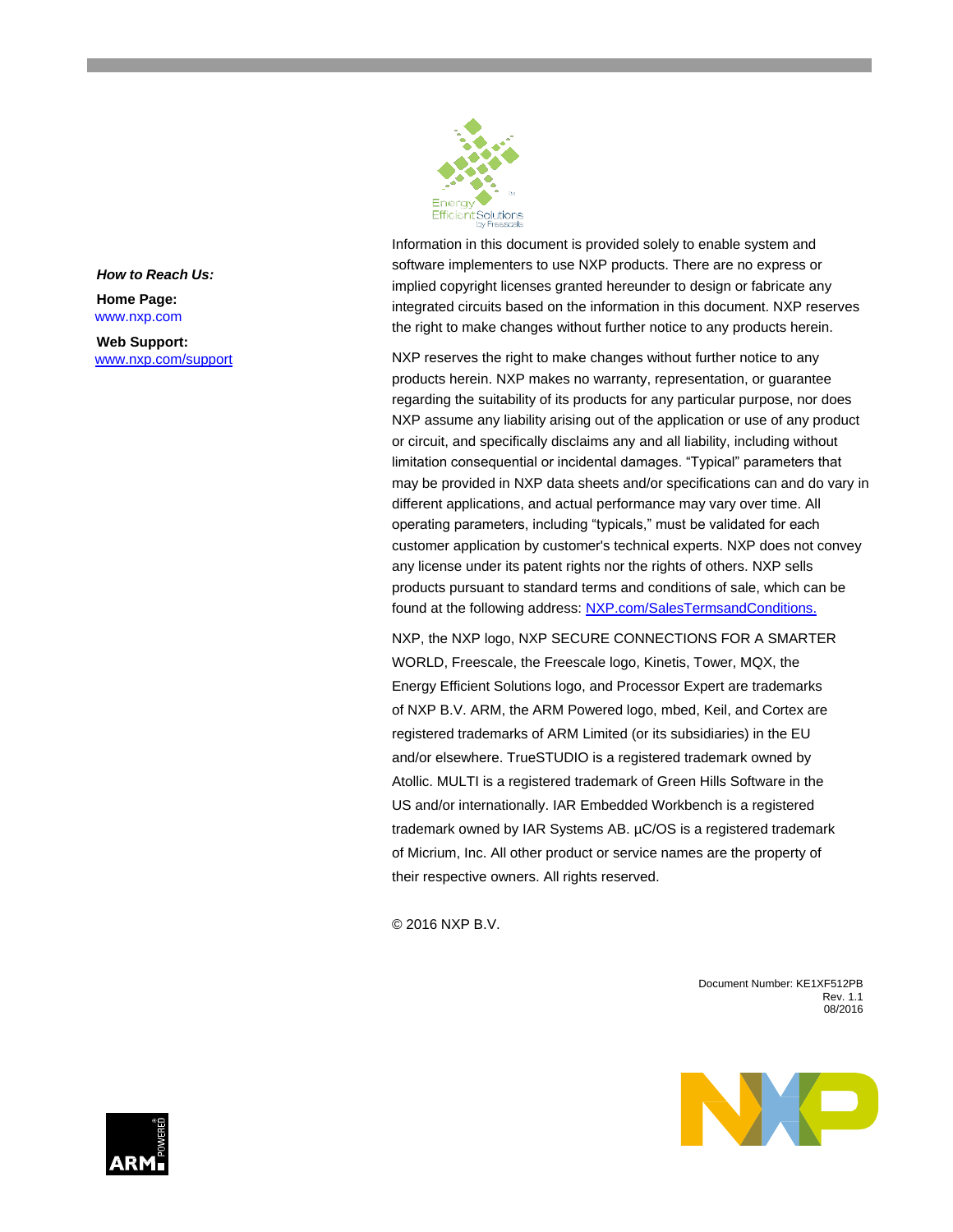***How to Reach Us:***

**Home Page:**
www.nxp.com

**Web Support:**
www.nxp.com/support

Information in this document is provided solely to enable system and software implementers to use NXP products. There are no express or implied copyright licenses granted hereunder to design or fabricate any integrated circuits based on the information in this document. NXP reserves the right to make changes without further notice to any products herein.

NXP reserves the right to make changes without further notice to any products herein. NXP makes no warranty, representation, or guarantee regarding the suitability of its products for any particular purpose, nor does NXP assume any liability arising out of the application or use of any product or circuit, and specifically disclaims any and all liability, including without limitation consequential or incidental damages. “Typical” parameters that may be provided in NXP data sheets and/or specifications can and do vary in different applications, and actual performance may vary over time. All operating parameters, including “typicals,” must be validated for each customer application by customer's technical experts. NXP does not convey any license under its patent rights nor the rights of others. NXP sells products pursuant to standard terms and conditions of sale, which can be found at the following address: NXP.com/SalesTermsandConditions.

NXP, the NXP logo, NXP SECURE CONNECTIONS FOR A SMARTER WORLD, Freescale, the Freescale logo, Kinetis, Tower, MQX, the Energy Efficient Solutions logo, and Processor Expert are trademarks of NXP B.V. ARM, the ARM Powered logo, mbed, Keil, and Cortex are registered trademarks of ARM Limited (or its subsidiaries) in the EU and/or elsewhere. TrueSTUDIO is a registered trademark owned by Atollic. MULTI is a registered trademark of Green Hills Software in the US and/or internationally. IAR Embedded Workbench is a registered trademark owned by IAR Systems AB. µC/OS is a registered trademark of Micrium, Inc. All other product or service names are the property of their respective owners. All rights reserved.

© 2016 NXP B.V.

Document Number: KE1XF512PB
Rev. 1.1
08/2016